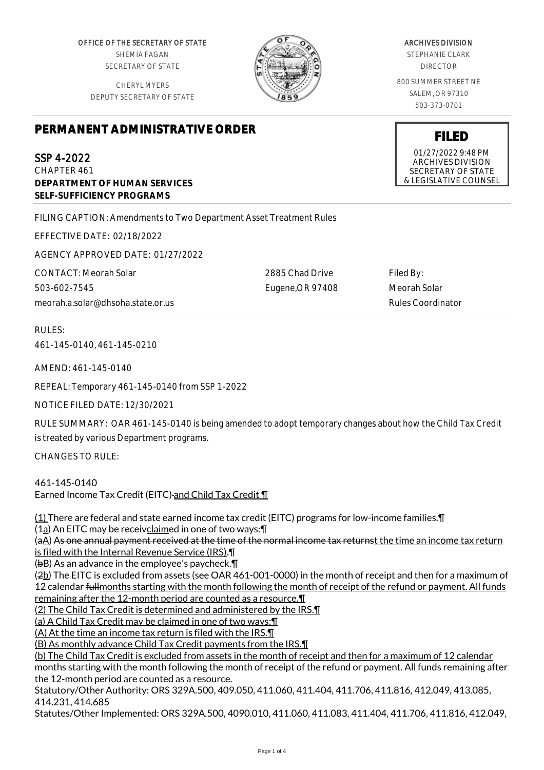OFFICE OF THE SECRETARY OF STATE
SHEMIA FAGAN
SECRETARY OF STATE

CHERYL MYERS
DEPUTY SECRETARY OF STATE

ARCHIVES DIVISION
STEPHANIE CLARK
DIRECTOR

800 SUMMER STREET NE
SALEM, OR 97310
503-373-0701

**FILED**
01/27/2022 9:48 PM
ARCHIVES DIVISION
SECRETARY OF STATE
& LEGISLATIVE COUNSEL

# PERMANENT ADMINISTRATIVE ORDER

SSP 4-2022
CHAPTER 461
**DEPARTMENT OF HUMAN SERVICES**
**SELF-SUFFICIENCY PROGRAMS**

FILING CAPTION: Amendments to Two Department Asset Treatment Rules

EFFECTIVE DATE: 02/18/2022

AGENCY APPROVED DATE: 01/27/2022

CONTACT: Meorah Solar
503-602-7545
meorah.a.solar@dhsoha.state.or.us

2885 Chad Drive
Eugene,OR 97408

Filed By:
Meorah Solar
Rules Coordinator

RULES:
461-145-0140, 461-145-0210

AMEND: 461-145-0140

REPEAL: Temporary 461-145-0140 from SSP 1-2022

NOTICE FILED DATE: 12/30/2021

RULE SUMMARY: OAR 461-145-0140 is being amended to adopt temporary changes about how the Child Tax Credit is treated by various Department programs.

CHANGES TO RULE:

461-145-0140
Earned Income Tax Credit (EITC) and Child Tax Credit ¶

(1) There are federal and state earned income tax credit (EITC) programs for low-income families.¶
(1a) An EITC may be receivclaimed in one of two ways:¶
(aA) As one annual payment received at the time of the normal income tax returnst the time an income tax return is filed with the Internal Revenue Service (IRS).¶
(bB) As an advance in the employee's paycheck.¶
(2b) The EITC is excluded from assets (see OAR 461-001-0000) in the month of receipt and then for a maximum of 12 calendar fullmonths starting with the month following the month of receipt of the refund or payment. All funds remaining after the 12-month period are counted as a resource.¶
(2) The Child Tax Credit is determined and administered by the IRS.¶
(a) A Child Tax Credit may be claimed in one of two ways:¶
(A) At the time an income tax return is filed with the IRS.¶
(B) As monthly advance Child Tax Credit payments from the IRS.¶
(b) The Child Tax Credit is excluded from assets in the month of receipt and then for a maximum of 12 calendar months starting with the month following the month of receipt of the refund or payment. All funds remaining after the 12-month period are counted as a resource.
Statutory/Other Authority: ORS 329A.500, 409.050, 411.060, 411.404, 411.706, 411.816, 412.049, 413.085, 414.231, 414.685
Statutes/Other Implemented: ORS 329A.500, 4090.010, 411.060, 411.083, 411.404, 411.706, 411.816, 412.049,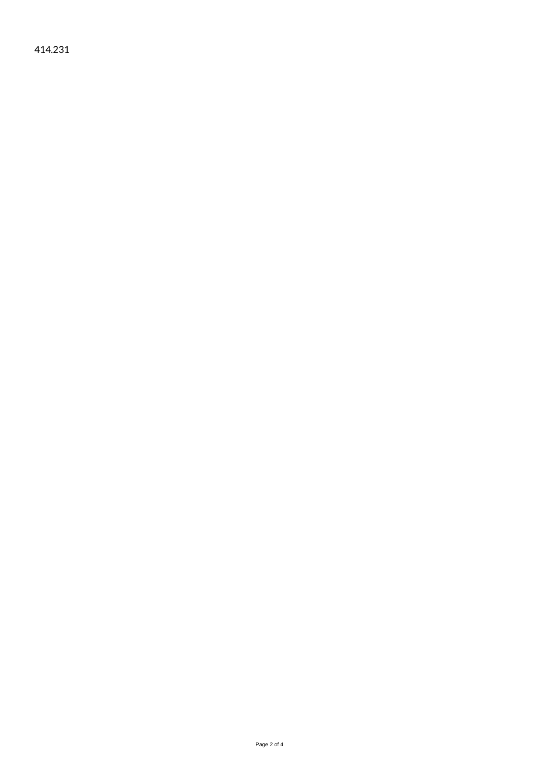414.231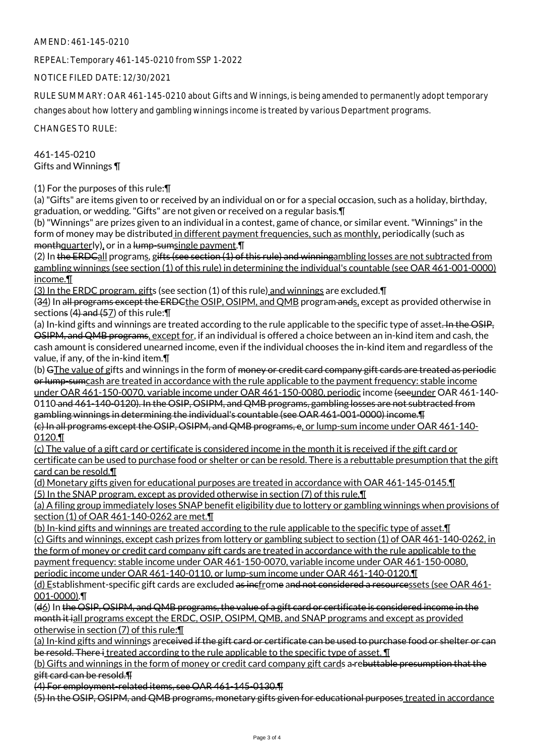AMEND: 461-145-0210

REPEAL: Temporary 461-145-0210 from SSP 1-2022

NOTICE FILED DATE: 12/30/2021

RULE SUMMARY: OAR 461-145-0210 about Gifts and Winnings, is being amended to permanently adopt temporary changes about how lottery and gambling winnings income is treated by various Department programs.

CHANGES TO RULE:

461-145-0210
Gifts and Winnings ¶

(1) For the purposes of this rule:¶
(a) "Gifts" are items given to or received by an individual on or for a special occasion, such as a holiday, birthday, graduation, or wedding. "Gifts" are not given or received on a regular basis.¶
(b) "Winnings" are prizes given to an individual in a contest, game of chance, or similar event. "Winnings" in the form of money may be distributed in different payment frequencies, such as monthly, periodically (such as monthquarterly), or in a lump-sumsingle payment.¶
(2) In the ERDCall programs, gifts (see section (1) of this rule) and winningambling losses are not subtracted from gambling winnings (see section (1) of this rule) in determining the individual's countable (see OAR 461-001-0000) income.¶
(3) In the ERDC program, gifts (see section (1) of this rule) and winnings are excluded.¶
(34) In all programs except the ERDCthe OSIP, OSIPM, and QMB program ands, except as provided otherwise in sections (4) and (57) of this rule:¶
(a) In-kind gifts and winnings are treated according to the rule applicable to the specific type of asset. In the OSIP, OSIPM, and QMB programs, except for, if an individual is offered a choice between an in-kind item and cash, the cash amount is considered unearned income, even if the individual chooses the in-kind item and regardless of the value, if any, of the in-kind item.¶
(b) GThe value of gifts and winnings in the form of money or credit card company gift cards are treated as periodic or lump-sumcash are treated in accordance with the rule applicable to the payment frequency: stable income under OAR 461-150-0070, variable income under OAR 461-150-0080, periodic income (seeunder OAR 461-140-0110 and 461-140-0120). In the OSIP, OSIPM, and QMB programs, gambling losses are not subtracted from gambling winnings in determining the individual's countable (see OAR 461-001-0000) income.¶
(c) In all programs except the OSIP, OSIPM, and QMB programs, e, or lump-sum income under OAR 461-140-0120.¶
(c) The value of a gift card or certificate is considered income in the month it is received if the gift card or certificate can be used to purchase food or shelter or can be resold. There is a rebuttable presumption that the gift card can be resold.¶
(d) Monetary gifts given for educational purposes are treated in accordance with OAR 461-145-0145.¶
(5) In the SNAP program, except as provided otherwise in section (7) of this rule,¶
(a) A filing group immediately loses SNAP benefit eligibility due to lottery or gambling winnings when provisions of section (1) of OAR 461-140-0262 are met.¶
(b) In-kind gifts and winnings are treated according to the rule applicable to the specific type of asset.¶
(c) Gifts and winnings, except cash prizes from lottery or gambling subject to section (1) of OAR 461-140-0262, in the form of money or credit card company gift cards are treated in accordance with the rule applicable to the payment frequency: stable income under OAR 461-150-0070, variable income under OAR 461-150-0080, periodic income under OAR 461-140-0110, or lump-sum income under OAR 461-140-0120.¶
(d) Establishment-specific gift cards are excluded as incfrome and not considered a resourcessets (see OAR 461-001-0000).¶
(d6) In the OSIP, OSIPM, and QMB programs, the value of a gift card or certificate is considered income in the month it iall programs except the ERDC, OSIP, OSIPM, QMB, and SNAP programs and except as provided otherwise in section (7) of this rule:¶
(a) In-kind gifts and winnings areceived if the gift card or certificate can be used to purchase food or shelter or can be resold. There i treated according to the rule applicable to the specific type of asset. ¶
(b) Gifts and winnings in the form of money or credit card company gift cards a rebuttable presumption that the gift card can be resold.¶
(4) For employment-related items, see OAR 461-145-0130.¶
(5) In the OSIP, OSIPM, and QMB programs, monetary gifts given for educational purposes treated in accordance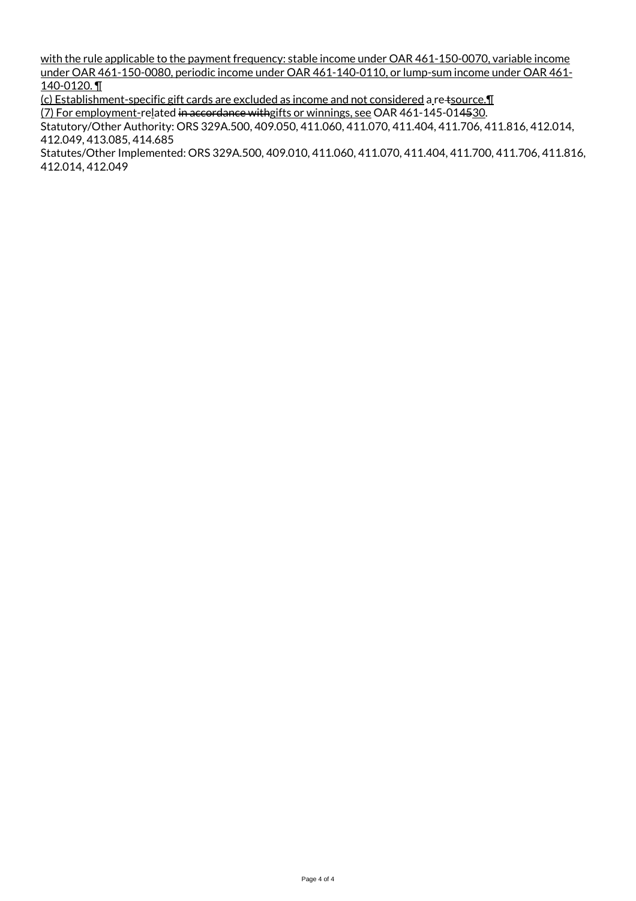with the rule applicable to the payment frequency: stable income under OAR 461-150-0070, variable income under OAR 461-150-0080, periodic income under OAR 461-140-0110, or lump-sum income under OAR 461-140-0120. ¶

(c) Establishment-specific gift cards are excluded as income and not considered a re tsource.¶

(7) For employment-related in accordance withgifts or winnings, see OAR 461-145-014530.

Statutory/Other Authority: ORS 329A.500, 409.050, 411.060, 411.070, 411.404, 411.706, 411.816, 412.014, 412.049, 413.085, 414.685

Statutes/Other Implemented: ORS 329A.500, 409.010, 411.060, 411.070, 411.404, 411.700, 411.706, 411.816, 412.014, 412.049